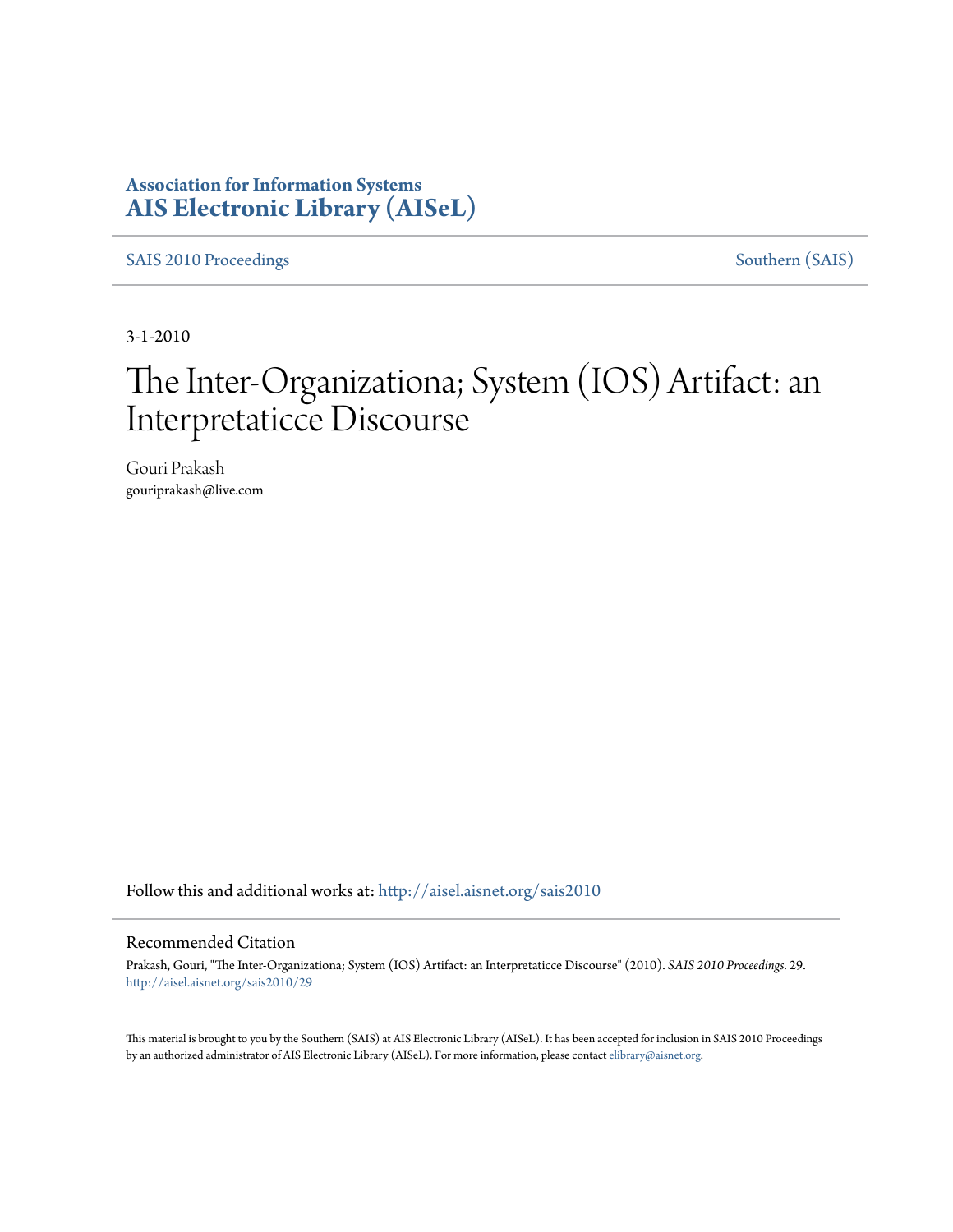**Association for Information Systems**
**AIS Electronic Library (AISeL)**

SAIS 2010 Proceedings | Southern (SAIS)

3-1-2010

# The Inter-Organizationa; System (IOS) Artifact: an Interpretaticce Discourse

Gouri Prakash
gouriprakash@live.com

Follow this and additional works at: http://aisel.aisnet.org/sais2010

## Recommended Citation

Prakash, Gouri, "The Inter-Organizationa; System (IOS) Artifact: an Interpretaticce Discourse" (2010). *SAIS 2010 Proceedings*. 29.
http://aisel.aisnet.org/sais2010/29

This material is brought to you by the Southern (SAIS) at AIS Electronic Library (AISeL). It has been accepted for inclusion in SAIS 2010 Proceedings by an authorized administrator of AIS Electronic Library (AISeL). For more information, please contact elibrary@aisnet.org.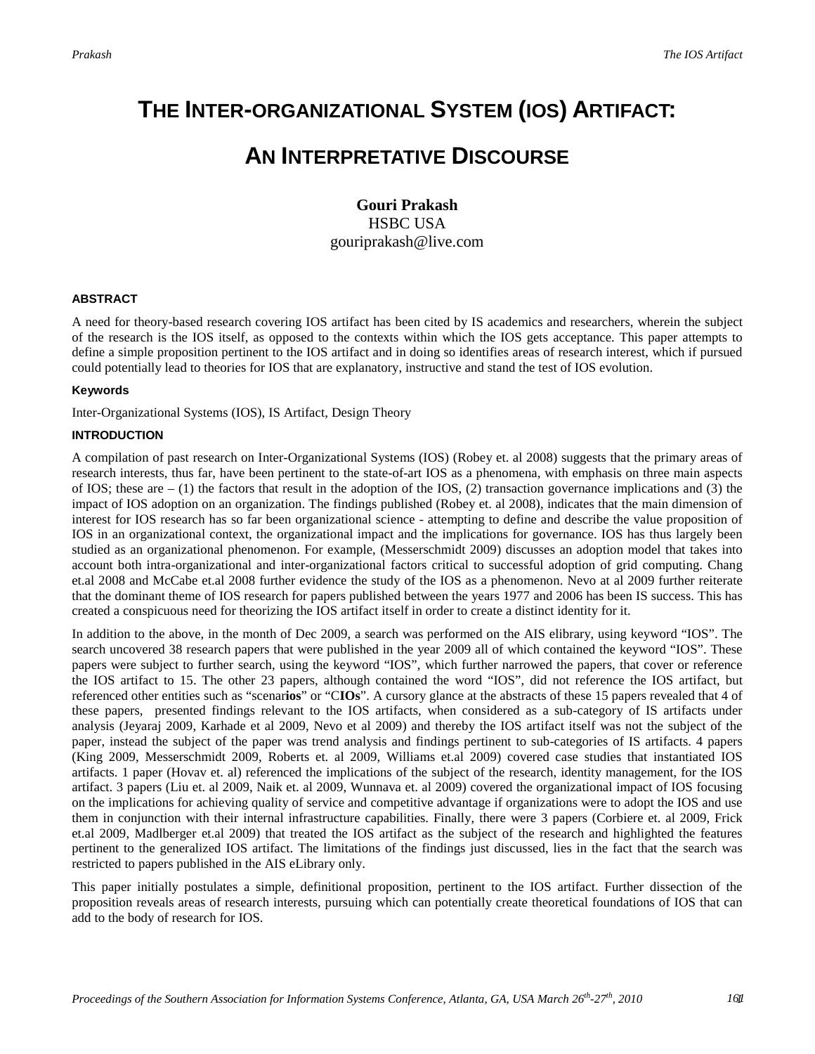# THE INTER-ORGANIZATIONAL SYSTEM (IOS) ARTIFACT: AN INTERPRETATIVE DISCOURSE

**Gouri Prakash**
HSBC USA
gouriprakash@live.com

## ABSTRACT

A need for theory-based research covering IOS artifact has been cited by IS academics and researchers, wherein the subject of the research is the IOS itself, as opposed to the contexts within which the IOS gets acceptance. This paper attempts to define a simple proposition pertinent to the IOS artifact and in doing so identifies areas of research interest, which if pursued could potentially lead to theories for IOS that are explanatory, instructive and stand the test of IOS evolution.

### Keywords

Inter-Organizational Systems (IOS), IS Artifact, Design Theory

## INTRODUCTION

A compilation of past research on Inter-Organizational Systems (IOS) (Robey et. al 2008) suggests that the primary areas of research interests, thus far, have been pertinent to the state-of-art IOS as a phenomena, with emphasis on three main aspects of IOS; these are – (1) the factors that result in the adoption of the IOS, (2) transaction governance implications and (3) the impact of IOS adoption on an organization. The findings published (Robey et. al 2008), indicates that the main dimension of interest for IOS research has so far been organizational science - attempting to define and describe the value proposition of IOS in an organizational context, the organizational impact and the implications for governance. IOS has thus largely been studied as an organizational phenomenon. For example, (Messerschmidt 2009) discusses an adoption model that takes into account both intra-organizational and inter-organizational factors critical to successful adoption of grid computing. Chang et.al 2008 and McCabe et.al 2008 further evidence the study of the IOS as a phenomenon. Nevo at al 2009 further reiterate that the dominant theme of IOS research for papers published between the years 1977 and 2006 has been IS success. This has created a conspicuous need for theorizing the IOS artifact itself in order to create a distinct identity for it.

In addition to the above, in the month of Dec 2009, a search was performed on the AIS elibrary, using keyword "IOS". The search uncovered 38 research papers that were published in the year 2009 all of which contained the keyword "IOS". These papers were subject to further search, using the keyword "IOS", which further narrowed the papers, that cover or reference the IOS artifact to 15. The other 23 papers, although contained the word "IOS", did not reference the IOS artifact, but referenced other entities such as "scenar**ios**" or "C**IOs**". A cursory glance at the abstracts of these 15 papers revealed that 4 of these papers, presented findings relevant to the IOS artifacts, when considered as a sub-category of IS artifacts under analysis (Jeyaraj 2009, Karhade et al 2009, Nevo et al 2009) and thereby the IOS artifact itself was not the subject of the paper, instead the subject of the paper was trend analysis and findings pertinent to sub-categories of IS artifacts. 4 papers (King 2009, Messerschmidt 2009, Roberts et. al 2009, Williams et.al 2009) covered case studies that instantiated IOS artifacts. 1 paper (Hovav et. al) referenced the implications of the subject of the research, identity management, for the IOS artifact. 3 papers (Liu et. al 2009, Naik et. al 2009, Wunnava et. al 2009) covered the organizational impact of IOS focusing on the implications for achieving quality of service and competitive advantage if organizations were to adopt the IOS and use them in conjunction with their internal infrastructure capabilities. Finally, there were 3 papers (Corbiere et. al 2009, Frick et.al 2009, Madlberger et.al 2009) that treated the IOS artifact as the subject of the research and highlighted the features pertinent to the generalized IOS artifact. The limitations of the findings just discussed, lies in the fact that the search was restricted to papers published in the AIS eLibrary only.

This paper initially postulates a simple, definitional proposition, pertinent to the IOS artifact. Further dissection of the proposition reveals areas of research interests, pursuing which can potentially create theoretical foundations of IOS that can add to the body of research for IOS.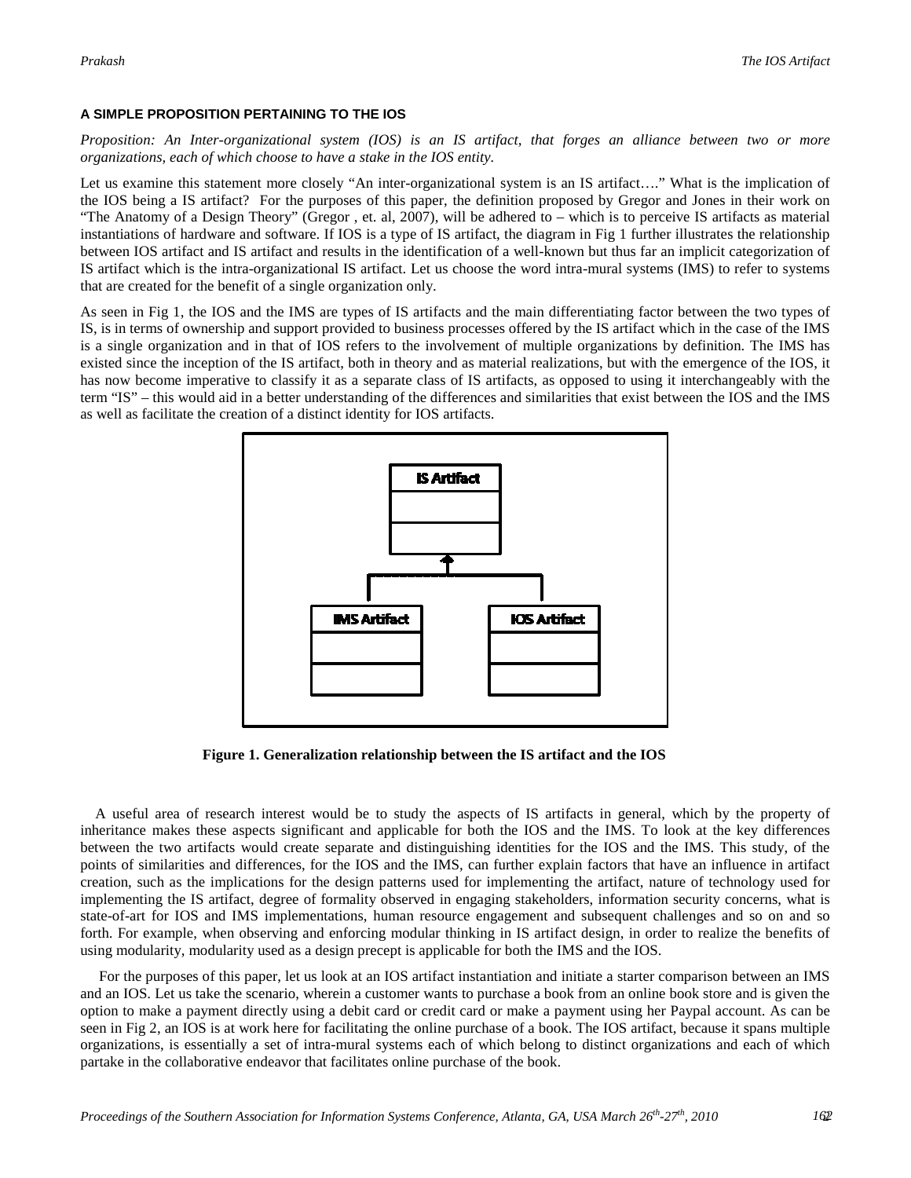### A SIMPLE PROPOSITION PERTAINING TO THE IOS

*Proposition: An Inter-organizational system (IOS) is an IS artifact, that forges an alliance between two or more organizations, each of which choose to have a stake in the IOS entity.*

Let us examine this statement more closely "An inter-organizational system is an IS artifact…." What is the implication of the IOS being a IS artifact? For the purposes of this paper, the definition proposed by Gregor and Jones in their work on "The Anatomy of a Design Theory" (Gregor , et. al, 2007), will be adhered to – which is to perceive IS artifacts as material instantiations of hardware and software. If IOS is a type of IS artifact, the diagram in Fig 1 further illustrates the relationship between IOS artifact and IS artifact and results in the identification of a well-known but thus far an implicit categorization of IS artifact which is the intra-organizational IS artifact. Let us choose the word intra-mural systems (IMS) to refer to systems that are created for the benefit of a single organization only.

As seen in Fig 1, the IOS and the IMS are types of IS artifacts and the main differentiating factor between the two types of IS, is in terms of ownership and support provided to business processes offered by the IS artifact which in the case of the IMS is a single organization and in that of IOS refers to the involvement of multiple organizations by definition. The IMS has existed since the inception of the IS artifact, both in theory and as material realizations, but with the emergence of the IOS, it has now become imperative to classify it as a separate class of IS artifacts, as opposed to using it interchangeably with the term "IS" – this would aid in a better understanding of the differences and similarities that exist between the IOS and the IMS as well as facilitate the creation of a distinct identity for IOS artifacts.

**Figure 1. Generalization relationship between the IS artifact and the IOS**

A useful area of research interest would be to study the aspects of IS artifacts in general, which by the property of inheritance makes these aspects significant and applicable for both the IOS and the IMS. To look at the key differences between the two artifacts would create separate and distinguishing identities for the IOS and the IMS. This study, of the points of similarities and differences, for the IOS and the IMS, can further explain factors that have an influence in artifact creation, such as the implications for the design patterns used for implementing the artifact, nature of technology used for implementing the IS artifact, degree of formality observed in engaging stakeholders, information security concerns, what is state-of-art for IOS and IMS implementations, human resource engagement and subsequent challenges and so on and so forth. For example, when observing and enforcing modular thinking in IS artifact design, in order to realize the benefits of using modularity, modularity used as a design precept is applicable for both the IMS and the IOS.

For the purposes of this paper, let us look at an IOS artifact instantiation and initiate a starter comparison between an IMS and an IOS. Let us take the scenario, wherein a customer wants to purchase a book from an online book store and is given the option to make a payment directly using a debit card or credit card or make a payment using her Paypal account. As can be seen in Fig 2, an IOS is at work here for facilitating the online purchase of a book. The IOS artifact, because it spans multiple organizations, is essentially a set of intra-mural systems each of which belong to distinct organizations and each of which partake in the collaborative endeavor that facilitates online purchase of the book.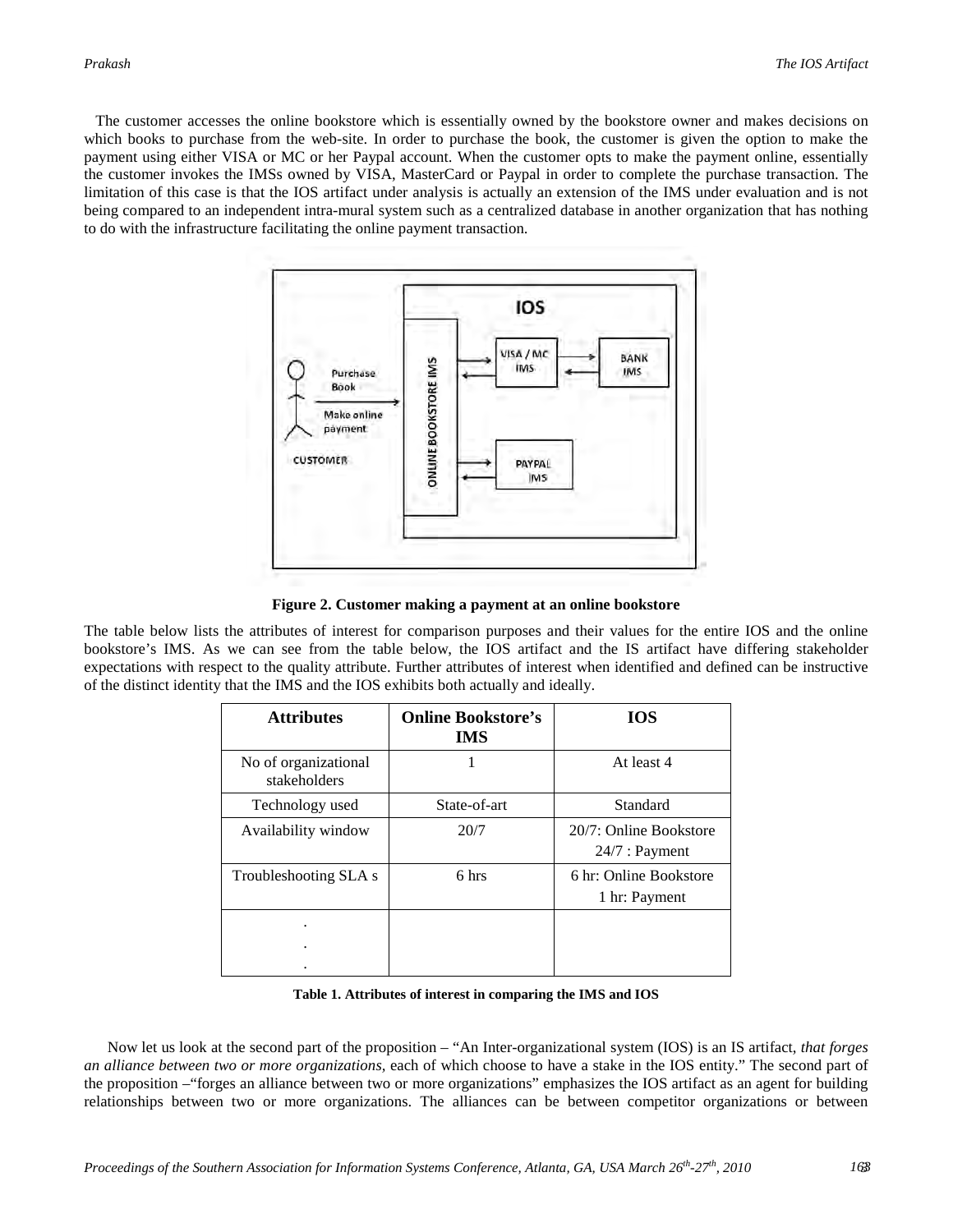The customer accesses the online bookstore which is essentially owned by the bookstore owner and makes decisions on which books to purchase from the web-site. In order to purchase the book, the customer is given the option to make the payment using either VISA or MC or her Paypal account. When the customer opts to make the payment online, essentially the customer invokes the IMSs owned by VISA, MasterCard or Paypal in order to complete the purchase transaction. The limitation of this case is that the IOS artifact under analysis is actually an extension of the IMS under evaluation and is not being compared to an independent intra-mural system such as a centralized database in another organization that has nothing to do with the infrastructure facilitating the online payment transaction.

**Figure 2. Customer making a payment at an online bookstore**

The table below lists the attributes of interest for comparison purposes and their values for the entire IOS and the online bookstore's IMS. As we can see from the table below, the IOS artifact and the IS artifact have differing stakeholder expectations with respect to the quality attribute. Further attributes of interest when identified and defined can be instructive of the distinct identity that the IMS and the IOS exhibits both actually and ideally.

| Attributes | Online Bookstore's IMS | IOS |
|---|---|---|
| No of organizational stakeholders | 1 | At least 4 |
| Technology used | State-of-art | Standard |
| Availability window | 20/7 | 20/7: Online Bookstore<br>24/7 : Payment |
| Troubleshooting SLA s | 6 hrs | 6 hr: Online Bookstore<br>1 hr: Payment |
| .<br>.<br>. | | |

**Table 1. Attributes of interest in comparing the IMS and IOS**

Now let us look at the second part of the proposition – "An Inter-organizational system (IOS) is an IS artifact, *that forges an alliance between two or more organizations,* each of which choose to have a stake in the IOS entity." The second part of the proposition –"forges an alliance between two or more organizations" emphasizes the IOS artifact as an agent for building relationships between two or more organizations. The alliances can be between competitor organizations or between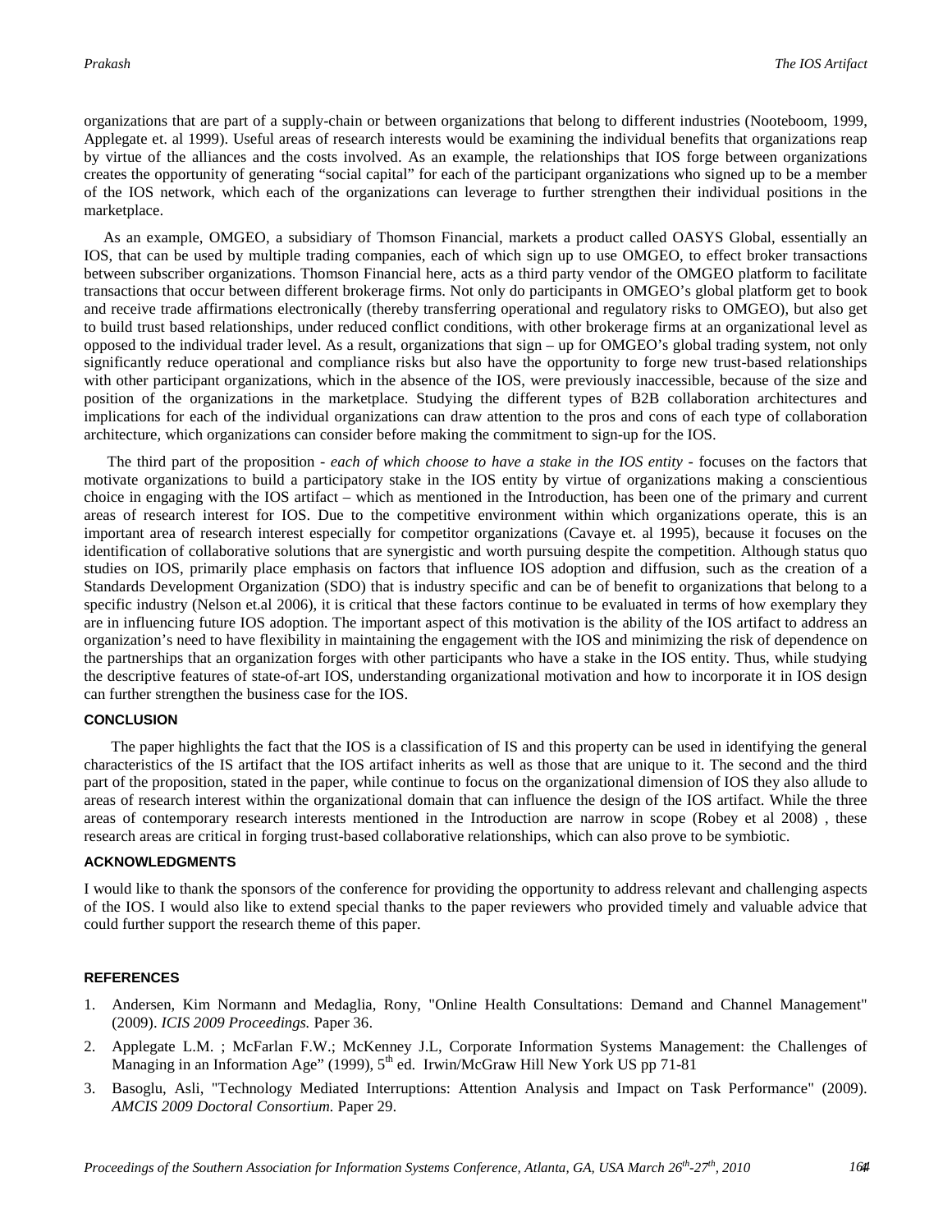organizations that are part of a supply-chain or between organizations that belong to different industries (Nooteboom, 1999, Applegate et. al 1999). Useful areas of research interests would be examining the individual benefits that organizations reap by virtue of the alliances and the costs involved. As an example, the relationships that IOS forge between organizations creates the opportunity of generating "social capital" for each of the participant organizations who signed up to be a member of the IOS network, which each of the organizations can leverage to further strengthen their individual positions in the marketplace.

As an example, OMGEO, a subsidiary of Thomson Financial, markets a product called OASYS Global, essentially an IOS, that can be used by multiple trading companies, each of which sign up to use OMGEO, to effect broker transactions between subscriber organizations. Thomson Financial here, acts as a third party vendor of the OMGEO platform to facilitate transactions that occur between different brokerage firms. Not only do participants in OMGEO's global platform get to book and receive trade affirmations electronically (thereby transferring operational and regulatory risks to OMGEO), but also get to build trust based relationships, under reduced conflict conditions, with other brokerage firms at an organizational level as opposed to the individual trader level. As a result, organizations that sign – up for OMGEO's global trading system, not only significantly reduce operational and compliance risks but also have the opportunity to forge new trust-based relationships with other participant organizations, which in the absence of the IOS, were previously inaccessible, because of the size and position of the organizations in the marketplace. Studying the different types of B2B collaboration architectures and implications for each of the individual organizations can draw attention to the pros and cons of each type of collaboration architecture, which organizations can consider before making the commitment to sign-up for the IOS.

The third part of the proposition - *each of which choose to have a stake in the IOS entity* - focuses on the factors that motivate organizations to build a participatory stake in the IOS entity by virtue of organizations making a conscientious choice in engaging with the IOS artifact – which as mentioned in the Introduction, has been one of the primary and current areas of research interest for IOS. Due to the competitive environment within which organizations operate, this is an important area of research interest especially for competitor organizations (Cavaye et. al 1995), because it focuses on the identification of collaborative solutions that are synergistic and worth pursuing despite the competition. Although status quo studies on IOS, primarily place emphasis on factors that influence IOS adoption and diffusion, such as the creation of a Standards Development Organization (SDO) that is industry specific and can be of benefit to organizations that belong to a specific industry (Nelson et.al 2006), it is critical that these factors continue to be evaluated in terms of how exemplary they are in influencing future IOS adoption. The important aspect of this motivation is the ability of the IOS artifact to address an organization's need to have flexibility in maintaining the engagement with the IOS and minimizing the risk of dependence on the partnerships that an organization forges with other participants who have a stake in the IOS entity. Thus, while studying the descriptive features of state-of-art IOS, understanding organizational motivation and how to incorporate it in IOS design can further strengthen the business case for the IOS.

## CONCLUSION

The paper highlights the fact that the IOS is a classification of IS and this property can be used in identifying the general characteristics of the IS artifact that the IOS artifact inherits as well as those that are unique to it. The second and the third part of the proposition, stated in the paper, while continue to focus on the organizational dimension of IOS they also allude to areas of research interest within the organizational domain that can influence the design of the IOS artifact. While the three areas of contemporary research interests mentioned in the Introduction are narrow in scope (Robey et al 2008) , these research areas are critical in forging trust-based collaborative relationships, which can also prove to be symbiotic.

## ACKNOWLEDGMENTS

I would like to thank the sponsors of the conference for providing the opportunity to address relevant and challenging aspects of the IOS. I would also like to extend special thanks to the paper reviewers who provided timely and valuable advice that could further support the research theme of this paper.

## REFERENCES

1. Andersen, Kim Normann and Medaglia, Rony, "Online Health Consultations: Demand and Channel Management" (2009). *ICIS 2009 Proceedings.* Paper 36.
2. Applegate L.M. ; McFarlan F.W.; McKenney J.L, Corporate Information Systems Management: the Challenges of Managing in an Information Age" (1999), 5th ed. Irwin/McGraw Hill New York US pp 71-81
3. Basoglu, Asli, "Technology Mediated Interruptions: Attention Analysis and Impact on Task Performance" (2009). *AMCIS 2009 Doctoral Consortium.* Paper 29.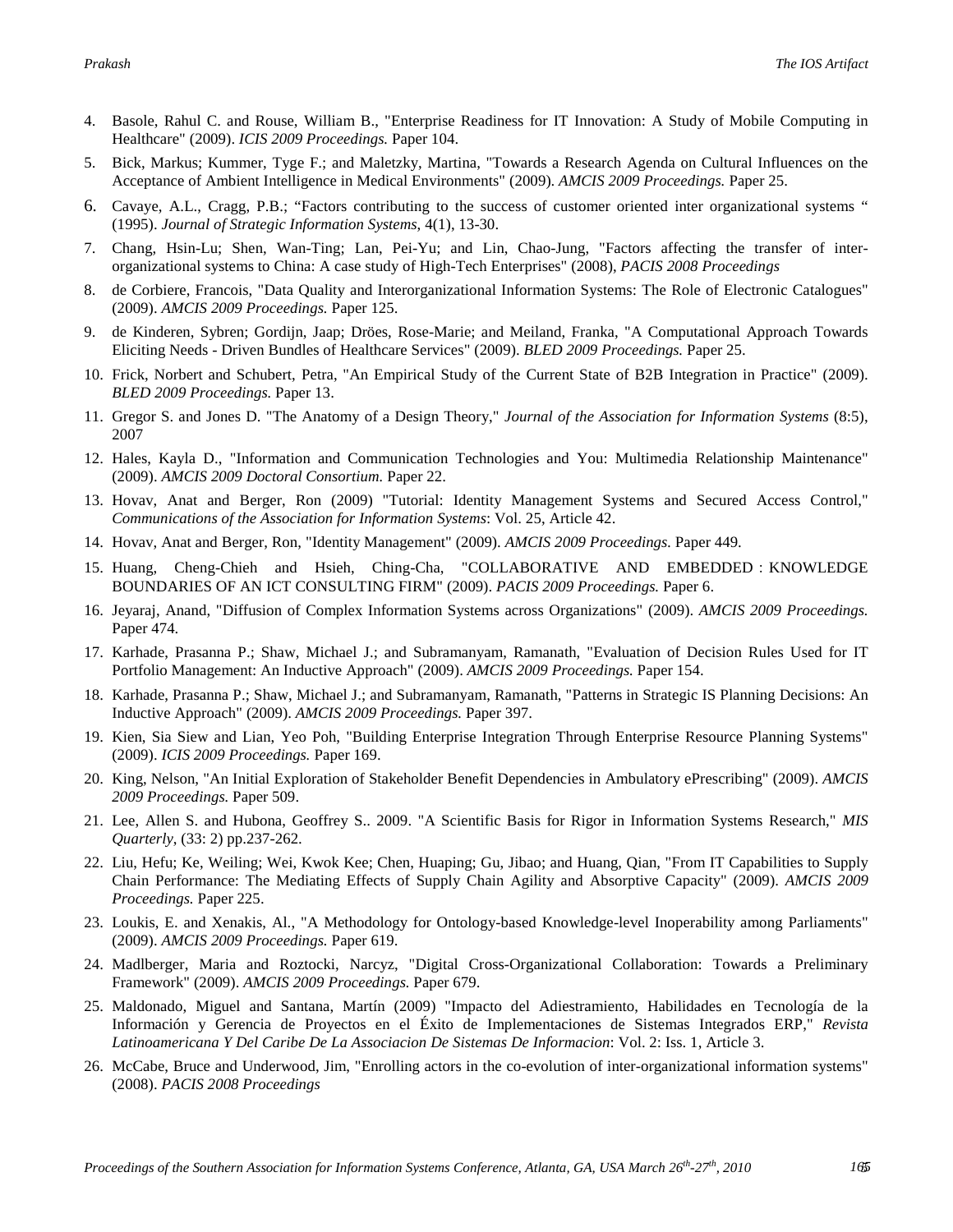4. Basole, Rahul C. and Rouse, William B., "Enterprise Readiness for IT Innovation: A Study of Mobile Computing in Healthcare" (2009). *ICIS 2009 Proceedings.* Paper 104.
5. Bick, Markus; Kummer, Tyge F.; and Maletzky, Martina, "Towards a Research Agenda on Cultural Influences on the Acceptance of Ambient Intelligence in Medical Environments" (2009). *AMCIS 2009 Proceedings.* Paper 25.
6. Cavaye, A.L., Cragg, P.B.; "Factors contributing to the success of customer oriented inter organizational systems " (1995). *Journal of Strategic Information Systems*, 4(1), 13-30.
7. Chang, Hsin-Lu; Shen, Wan-Ting; Lan, Pei-Yu; and Lin, Chao-Jung, "Factors affecting the transfer of inter-organizational systems to China: A case study of High-Tech Enterprises" (2008), *PACIS 2008 Proceedings*
8. de Corbiere, Francois, "Data Quality and Interorganizational Information Systems: The Role of Electronic Catalogues" (2009). *AMCIS 2009 Proceedings.* Paper 125.
9. de Kinderen, Sybren; Gordijn, Jaap; Dröes, Rose-Marie; and Meiland, Franka, "A Computational Approach Towards Eliciting Needs - Driven Bundles of Healthcare Services" (2009). *BLED 2009 Proceedings.* Paper 25.
10. Frick, Norbert and Schubert, Petra, "An Empirical Study of the Current State of B2B Integration in Practice" (2009). *BLED 2009 Proceedings.* Paper 13.
11. Gregor S. and Jones D. "The Anatomy of a Design Theory," *Journal of the Association for Information Systems* (8:5), 2007
12. Hales, Kayla D., "Information and Communication Technologies and You: Multimedia Relationship Maintenance" (2009). *AMCIS 2009 Doctoral Consortium.* Paper 22.
13. Hovav, Anat and Berger, Ron (2009) "Tutorial: Identity Management Systems and Secured Access Control," *Communications of the Association for Information Systems*: Vol. 25, Article 42.
14. Hovav, Anat and Berger, Ron, "Identity Management" (2009). *AMCIS 2009 Proceedings.* Paper 449.
15. Huang, Cheng-Chieh and Hsieh, Ching-Cha, "COLLABORATIVE AND EMBEDDED : KNOWLEDGE BOUNDARIES OF AN ICT CONSULTING FIRM" (2009). *PACIS 2009 Proceedings.* Paper 6.
16. Jeyaraj, Anand, "Diffusion of Complex Information Systems across Organizations" (2009). *AMCIS 2009 Proceedings.* Paper 474.
17. Karhade, Prasanna P.; Shaw, Michael J.; and Subramanyam, Ramanath, "Evaluation of Decision Rules Used for IT Portfolio Management: An Inductive Approach" (2009). *AMCIS 2009 Proceedings.* Paper 154.
18. Karhade, Prasanna P.; Shaw, Michael J.; and Subramanyam, Ramanath, "Patterns in Strategic IS Planning Decisions: An Inductive Approach" (2009). *AMCIS 2009 Proceedings.* Paper 397.
19. Kien, Sia Siew and Lian, Yeo Poh, "Building Enterprise Integration Through Enterprise Resource Planning Systems" (2009). *ICIS 2009 Proceedings.* Paper 169.
20. King, Nelson, "An Initial Exploration of Stakeholder Benefit Dependencies in Ambulatory ePrescribing" (2009). *AMCIS 2009 Proceedings.* Paper 509.
21. Lee, Allen S. and Hubona, Geoffrey S.. 2009. "A Scientific Basis for Rigor in Information Systems Research," *MIS Quarterly*, (33: 2) pp.237-262.
22. Liu, Hefu; Ke, Weiling; Wei, Kwok Kee; Chen, Huaping; Gu, Jibao; and Huang, Qian, "From IT Capabilities to Supply Chain Performance: The Mediating Effects of Supply Chain Agility and Absorptive Capacity" (2009). *AMCIS 2009 Proceedings.* Paper 225.
23. Loukis, E. and Xenakis, Al., "A Methodology for Ontology-based Knowledge-level Inoperability among Parliaments" (2009). *AMCIS 2009 Proceedings.* Paper 619.
24. Madlberger, Maria and Roztocki, Narcyz, "Digital Cross-Organizational Collaboration: Towards a Preliminary Framework" (2009). *AMCIS 2009 Proceedings.* Paper 679.
25. Maldonado, Miguel and Santana, Martín (2009) "Impacto del Adiestramiento, Habilidades en Tecnología de la Información y Gerencia de Proyectos en el Éxito de Implementaciones de Sistemas Integrados ERP," *Revista Latinoamericana Y Del Caribe De La Associacion De Sistemas De Informacion*: Vol. 2: Iss. 1, Article 3.
26. McCabe, Bruce and Underwood, Jim, "Enrolling actors in the co-evolution of inter-organizational information systems" (2008). *PACIS 2008 Proceedings*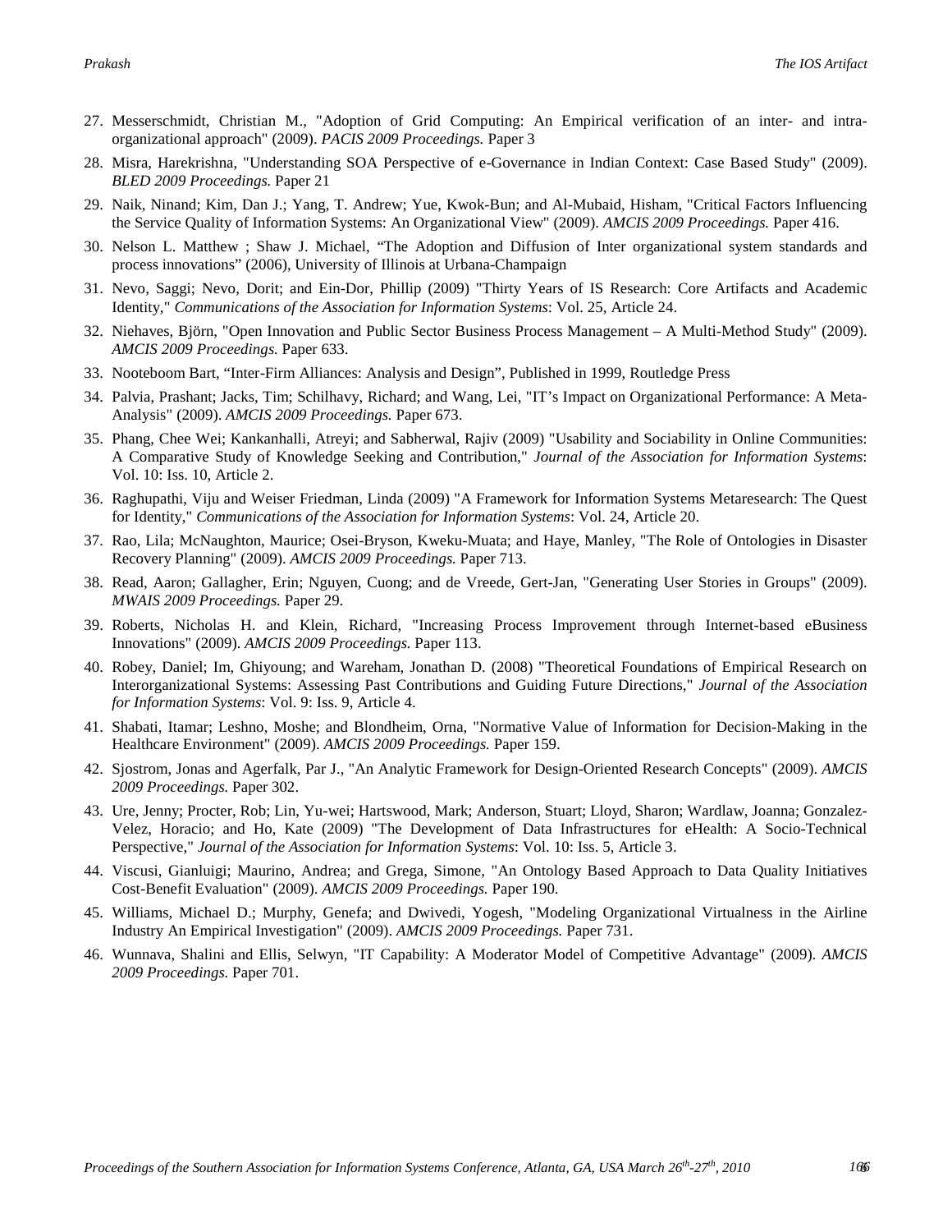27. Messerschmidt, Christian M., "Adoption of Grid Computing: An Empirical verification of an inter- and intra-organizational approach" (2009). *PACIS 2009 Proceedings.* Paper 3
28. Misra, Harekrishna, "Understanding SOA Perspective of e-Governance in Indian Context: Case Based Study" (2009). *BLED 2009 Proceedings.* Paper 21
29. Naik, Ninand; Kim, Dan J.; Yang, T. Andrew; Yue, Kwok-Bun; and Al-Mubaid, Hisham, "Critical Factors Influencing the Service Quality of Information Systems: An Organizational View" (2009). *AMCIS 2009 Proceedings.* Paper 416.
30. Nelson L. Matthew ; Shaw J. Michael, "The Adoption and Diffusion of Inter organizational system standards and process innovations" (2006), University of Illinois at Urbana-Champaign
31. Nevo, Saggi; Nevo, Dorit; and Ein-Dor, Phillip (2009) "Thirty Years of IS Research: Core Artifacts and Academic Identity," *Communications of the Association for Information Systems*: Vol. 25, Article 24.
32. Niehaves, Björn, "Open Innovation and Public Sector Business Process Management – A Multi-Method Study" (2009). *AMCIS 2009 Proceedings.* Paper 633.
33. Nooteboom Bart, "Inter-Firm Alliances: Analysis and Design", Published in 1999, Routledge Press
34. Palvia, Prashant; Jacks, Tim; Schilhavy, Richard; and Wang, Lei, "IT's Impact on Organizational Performance: A Meta-Analysis" (2009). *AMCIS 2009 Proceedings.* Paper 673.
35. Phang, Chee Wei; Kankanhalli, Atreyi; and Sabherwal, Rajiv (2009) "Usability and Sociability in Online Communities: A Comparative Study of Knowledge Seeking and Contribution," *Journal of the Association for Information Systems*: Vol. 10: Iss. 10, Article 2.
36. Raghupathi, Viju and Weiser Friedman, Linda (2009) "A Framework for Information Systems Metaresearch: The Quest for Identity," *Communications of the Association for Information Systems*: Vol. 24, Article 20.
37. Rao, Lila; McNaughton, Maurice; Osei-Bryson, Kweku-Muata; and Haye, Manley, "The Role of Ontologies in Disaster Recovery Planning" (2009). *AMCIS 2009 Proceedings.* Paper 713.
38. Read, Aaron; Gallagher, Erin; Nguyen, Cuong; and de Vreede, Gert-Jan, "Generating User Stories in Groups" (2009). *MWAIS 2009 Proceedings.* Paper 29.
39. Roberts, Nicholas H. and Klein, Richard, "Increasing Process Improvement through Internet-based eBusiness Innovations" (2009). *AMCIS 2009 Proceedings.* Paper 113.
40. Robey, Daniel; Im, Ghiyoung; and Wareham, Jonathan D. (2008) "Theoretical Foundations of Empirical Research on Interorganizational Systems: Assessing Past Contributions and Guiding Future Directions," *Journal of the Association for Information Systems*: Vol. 9: Iss. 9, Article 4.
41. Shabati, Itamar; Leshno, Moshe; and Blondheim, Orna, "Normative Value of Information for Decision-Making in the Healthcare Environment" (2009). *AMCIS 2009 Proceedings.* Paper 159.
42. Sjostrom, Jonas and Agerfalk, Par J., "An Analytic Framework for Design-Oriented Research Concepts" (2009). *AMCIS 2009 Proceedings.* Paper 302.
43. Ure, Jenny; Procter, Rob; Lin, Yu-wei; Hartswood, Mark; Anderson, Stuart; Lloyd, Sharon; Wardlaw, Joanna; Gonzalez-Velez, Horacio; and Ho, Kate (2009) "The Development of Data Infrastructures for eHealth: A Socio-Technical Perspective," *Journal of the Association for Information Systems*: Vol. 10: Iss. 5, Article 3.
44. Viscusi, Gianluigi; Maurino, Andrea; and Grega, Simone, "An Ontology Based Approach to Data Quality Initiatives Cost-Benefit Evaluation" (2009). *AMCIS 2009 Proceedings.* Paper 190.
45. Williams, Michael D.; Murphy, Genefa; and Dwivedi, Yogesh, "Modeling Organizational Virtualness in the Airline Industry An Empirical Investigation" (2009). *AMCIS 2009 Proceedings.* Paper 731.
46. Wunnava, Shalini and Ellis, Selwyn, "IT Capability: A Moderator Model of Competitive Advantage" (2009). *AMCIS 2009 Proceedings.* Paper 701.